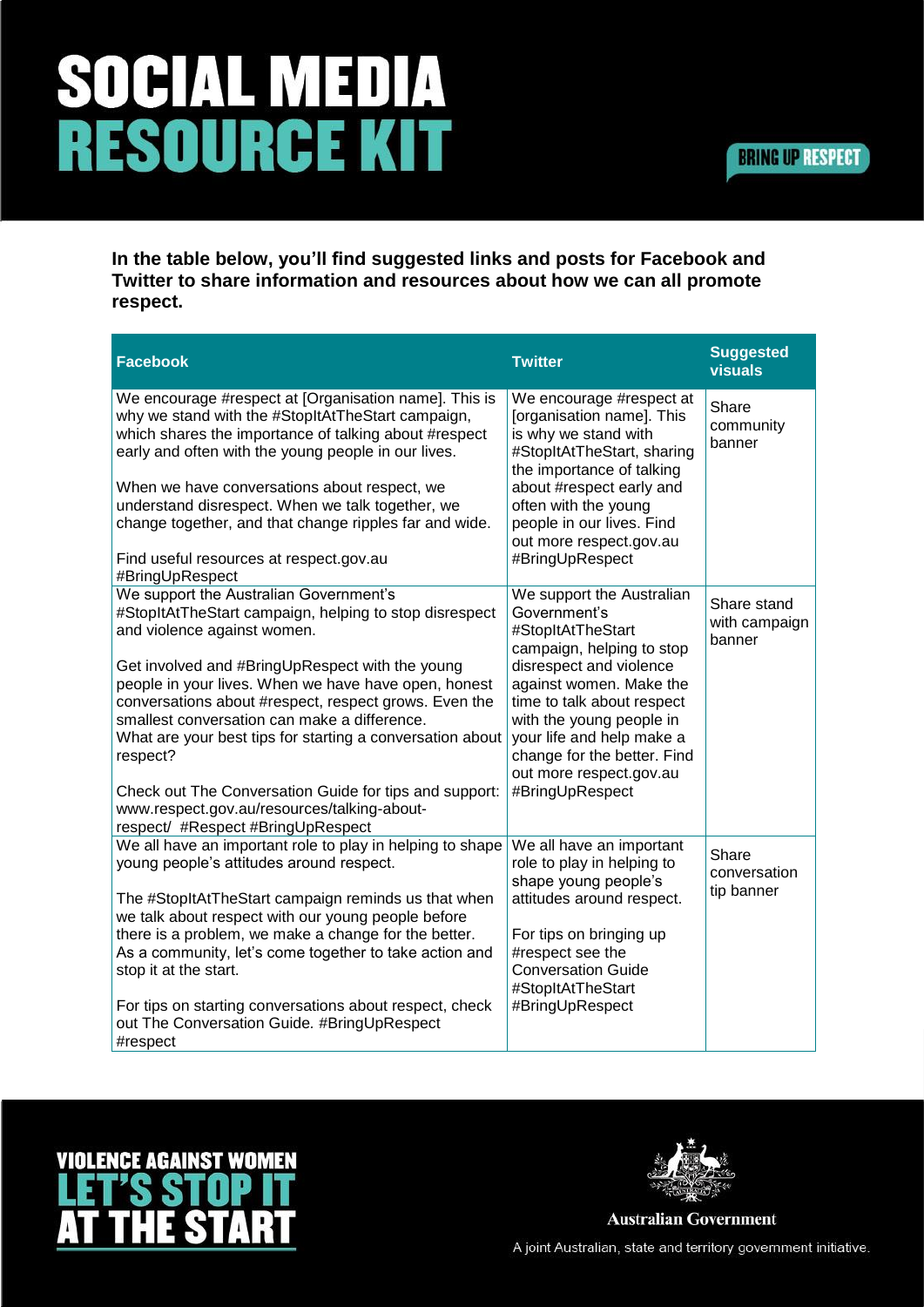# SOCIAL MEDIA RESOURCE KIT

BRING UP RESPECT

**In the table below, you'll find suggested links and posts for Facebook and Twitter to share information and resources about how we can all promote respect.**

| Facebook | Twitter | Suggested visuals |
|---|---|---|
| We encourage #respect at [Organisation name]. This is why we stand with the #StopItAtTheStart campaign, which shares the importance of talking about #respect early and often with the young people in our lives.<br><br>When we have conversations about respect, we understand disrespect. When we talk together, we change together, and that change ripples far and wide.<br><br>Find useful resources at respect.gov.au #BringUpRespect | We encourage #respect at [organisation name]. This is why we stand with #StopItAtTheStart, sharing the importance of talking about #respect early and often with the young people in our lives. Find out more respect.gov.au #BringUpRespect | Share community banner |
| We support the Australian Government's #StopItAtTheStart campaign, helping to stop disrespect and violence against women.<br><br>Get involved and #BringUpRespect with the young people in your lives. When we have have open, honest conversations about #respect, respect grows. Even the smallest conversation can make a difference. What are your best tips for starting a conversation about respect?<br><br>Check out The Conversation Guide for tips and support: www.respect.gov.au/resources/talking-about-respect/ #Respect #BringUpRespect | We support the Australian Government's #StopItAtTheStart campaign, helping to stop disrespect and violence against women. Make the time to talk about respect with the young people in your life and help make a change for the better. Find out more respect.gov.au #BringUpRespect | Share stand with campaign banner |
| We all have an important role to play in helping to shape young people's attitudes around respect.<br><br>The #StopItAtTheStart campaign reminds us that when we talk about respect with our young people before there is a problem, we make a change for the better. As a community, let's come together to take action and stop it at the start.<br><br>For tips on starting conversations about respect, check out The Conversation Guide. #BringUpRespect #respect | We all have an important role to play in helping to shape young people's attitudes around respect.<br><br>For tips on bringing up #respect see the Conversation Guide #StopItAtTheStart #BringUpRespect | Share conversation tip banner |

VIOLENCE AGAINST WOMEN
LET'S STOP IT AT THE START

Australian Government

A joint Australian, state and territory government initiative.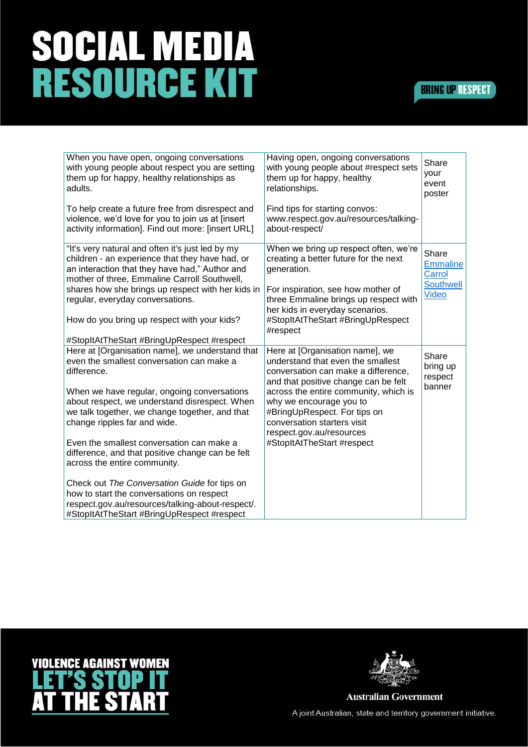# SOCIAL MEDIA RESOURCE KIT

BRING UP RESPECT

| | | |
|---|---|---|
| When you have open, ongoing conversations with young people about respect you are setting them up for happy, healthy relationships as adults.<br><br>To help create a future free from disrespect and violence, we'd love for you to join us at [insert activity information]. Find out more: [insert URL] | Having open, ongoing conversations with young people about #respect sets them up for happy, healthy relationships.<br><br>Find tips for starting convos: www.respect.gov.au/resources/talking-about-respect/ | Share your event poster |
| "It's very natural and often it's just led by my children - an experience that they have had, or an interaction that they have had," Author and mother of three, Emmaline Carroll Southwell, shares how she brings up respect with her kids in regular, everyday conversations.<br><br>How do you bring up respect with your kids?<br><br>#StopItAtTheStart #BringUpRespect #respect | When we bring up respect often, we're creating a better future for the next generation.<br><br>For inspiration, see how mother of three Emmaline brings up respect with her kids in everyday scenarios. #StopItAtTheStart #BringUpRespect #respect | Share Emmaline Carrol Southwell Video |
| Here at [Organisation name], we understand that even the smallest conversation can make a difference.<br><br>When we have regular, ongoing conversations about respect, we understand disrespect. When we talk together, we change together, and that change ripples far and wide.<br><br>Even the smallest conversation can make a difference, and that positive change can be felt across the entire community.<br><br>Check out *The Conversation Guide* for tips on how to start the conversations on respect respect.gov.au/resources/talking-about-respect/. #StopItAtTheStart #BringUpRespect #respect | Here at [Organisation name], we understand that even the smallest conversation can make a difference, and that positive change can be felt across the entire community, which is why we encourage you to #BringUpRespect. For tips on conversation starters visit respect.gov.au/resources #StopItAtTheStart #respect | Share bring up respect banner |

VIOLENCE AGAINST WOMEN
LET'S STOP IT AT THE START

Australian Government

A joint Australian, state and territory government initiative.